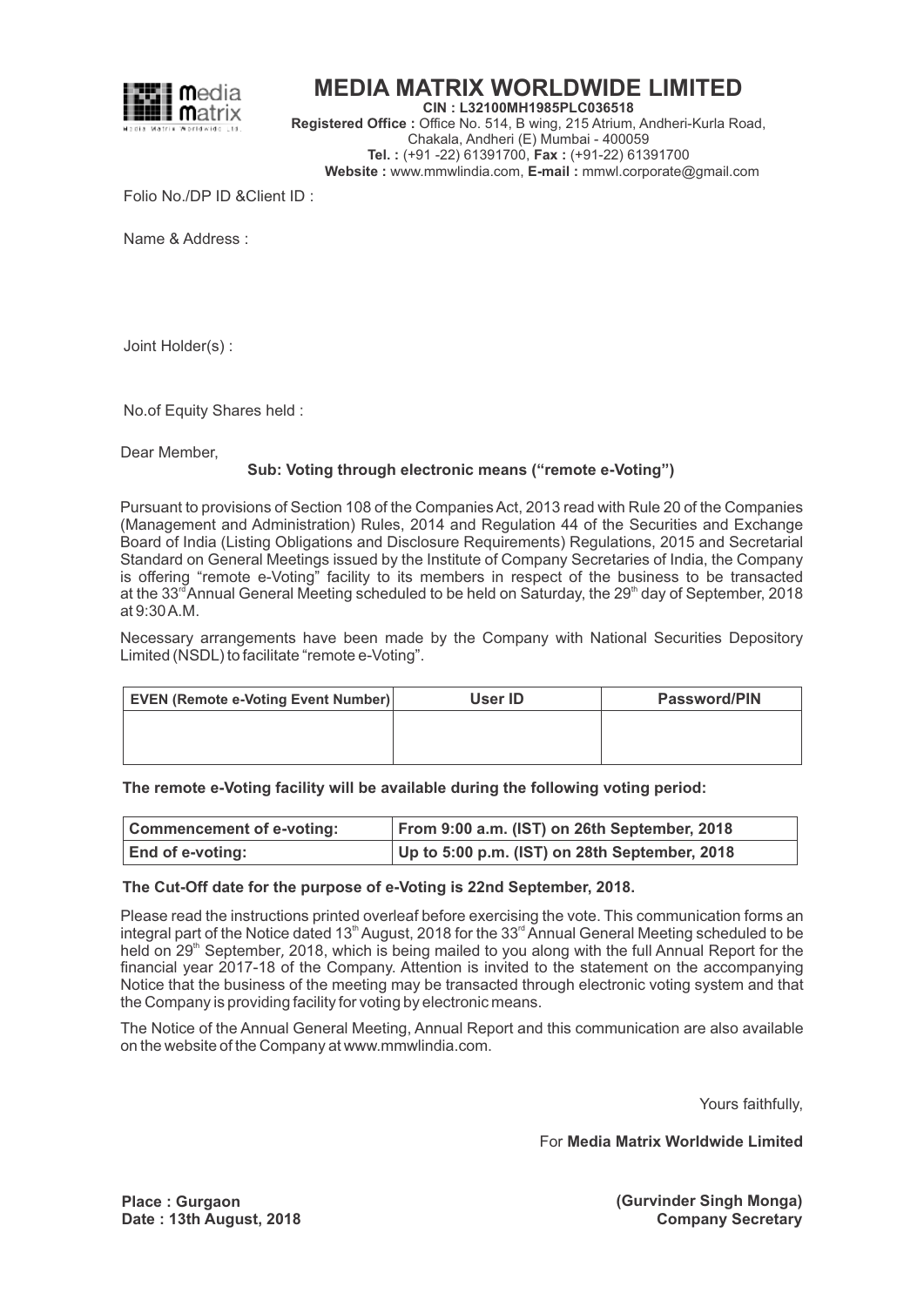# MEDIA MATRIX WORLDWIDE LIMITED

**CIN : L32100MH1985PLC036518**
**Registered Office :** Office No. 514, B wing, 215 Atrium, Andheri-Kurla Road, Chakala, Andheri (E) Mumbai - 400059
**Tel. :** (+91 -22) 61391700, **Fax :** (+91-22) 61391700
**Website :** www.mmwlindia.com, **E-mail :** mmwl.corporate@gmail.com

Folio No./DP ID &Client ID :

Name & Address :

Joint Holder(s) :

No.of Equity Shares held :

Dear Member,

**Sub: Voting through electronic means ("remote e-Voting")**

Pursuant to provisions of Section 108 of the Companies Act, 2013 read with Rule 20 of the Companies (Management and Administration) Rules, 2014 and Regulation 44 of the Securities and Exchange Board of India (Listing Obligations and Disclosure Requirements) Regulations, 2015 and Secretarial Standard on General Meetings issued by the Institute of Company Secretaries of India, the Company is offering "remote e-Voting" facility to its members in respect of the business to be transacted at the 33rd Annual General Meeting scheduled to be held on Saturday, the 29th day of September, 2018 at 9:30 A.M.

Necessary arrangements have been made by the Company with National Securities Depository Limited (NSDL) to facilitate "remote e-Voting".

| EVEN (Remote e-Voting Event Number) | User ID | Password/PIN |
|---|---|---|
| | | |

**The remote e-Voting facility will be available during the following voting period:**

| Commencement of e-voting: | From 9:00 a.m. (IST) on 26th September, 2018 |
|---|---|
| End of e-voting: | Up to 5:00 p.m. (IST) on 28th September, 2018 |

**The Cut-Off date for the purpose of e-Voting is 22nd September, 2018.**

Please read the instructions printed overleaf before exercising the vote. This communication forms an integral part of the Notice dated 13th August, 2018 for the 33rd Annual General Meeting scheduled to be held on 29th September, 2018, which is being mailed to you along with the full Annual Report for the financial year 2017-18 of the Company. Attention is invited to the statement on the accompanying Notice that the business of the meeting may be transacted through electronic voting system and that the Company is providing facility for voting by electronic means.

The Notice of the Annual General Meeting, Annual Report and this communication are also available on the website of the Company at www.mmwlindia.com.

Yours faithfully,

For **Media Matrix Worldwide Limited**

**(Gurvinder Singh Monga)**
**Company Secretary**

**Place : Gurgaon**
**Date : 13th August, 2018**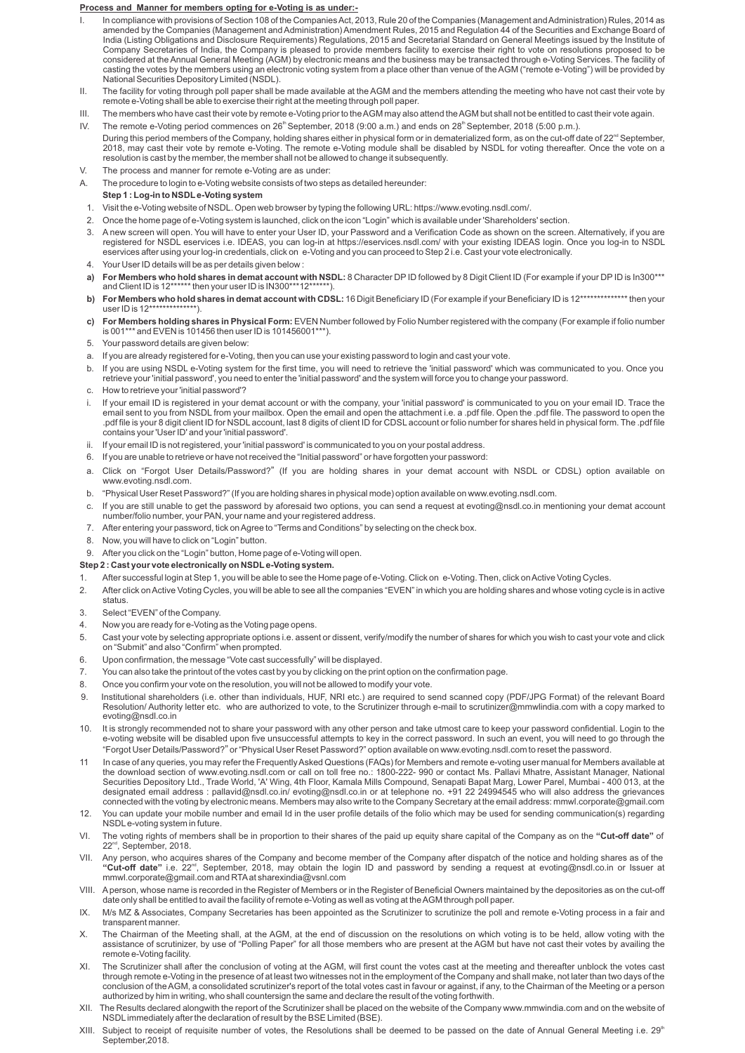**Process and Manner for members opting for e-Voting is as under:-**

I. In compliance with provisions of Section 108 of the Companies Act, 2013, Rule 20 of the Companies (Management and Administration) Rules, 2014 as amended by the Companies (Management and Administration) Amendment Rules, 2015 and Regulation 44 of the Securities and Exchange Board of India (Listing Obligations and Disclosure Requirements) Regulations, 2015 and Secretarial Standard on General Meetings issued by the Institute of Company Secretaries of India, the Company is pleased to provide members facility to exercise their right to vote on resolutions proposed to be considered at the Annual General Meeting (AGM) by electronic means and the business may be transacted through e-Voting Services. The facility of casting the votes by the members using an electronic voting system from a place other than venue of the AGM ("remote e-Voting") will be provided by National Securities Depository Limited (NSDL).

II. The facility for voting through poll paper shall be made available at the AGM and the members attending the meeting who have not cast their vote by remote e-Voting shall be able to exercise their right at the meeting through poll paper.

III. The members who have cast their vote by remote e-Voting prior to the AGM may also attend the AGM but shall not be entitled to cast their vote again.

IV. The remote e-Voting period commences on 26th September, 2018 (9:00 a.m.) and ends on 28th September, 2018 (5:00 p.m.).
During this period members of the Company, holding shares either in physical form or in dematerialized form, as on the cut-off date of 22nd September, 2018, may cast their vote by remote e-Voting. The remote e-Voting module shall be disabled by NSDL for voting thereafter. Once the vote on a resolution is cast by the member, the member shall not be allowed to change it subsequently.

V. The process and manner for remote e-Voting are as under:

A. The procedure to login to e-Voting website consists of two steps as detailed hereunder:

**Step 1 : Log-in to NSDL e-Voting system**

1. Visit the e-Voting website of NSDL. Open web browser by typing the following URL: https://www.evoting.nsdl.com/.
2. Once the home page of e-Voting system is launched, click on the icon "Login" which is available under 'Shareholders' section.
3. A new screen will open. You will have to enter your User ID, your Password and a Verification Code as shown on the screen. Alternatively, if you are registered for NSDL eservices i.e. IDEAS, you can log-in at https://eservices.nsdl.com/ with your existing IDEAS login. Once you log-in to NSDL eservices after using your log-in credentials, click on e-Voting and you can proceed to Step 2 i.e. Cast your vote electronically.
4. Your User ID details will be as per details given below :
   a) **For Members who hold shares in demat account with NSDL:** 8 Character DP ID followed by 8 Digit Client ID (For example if your DP ID is In300*** and Client ID is 12****** then your user ID is IN300***12******).
   b) **For Members who hold shares in demat account with CDSL:** 16 Digit Beneficiary ID (For example if your Beneficiary ID is 12************** then your user ID is 12**************).
   c) **For Members holding shares in Physical Form:** EVEN Number followed by Folio Number registered with the company (For example if folio number is 001*** and EVEN is 101456 then user ID is 101456001***).
5. Your password details are given below:
   a. If you are already registered for e-Voting, then you can use your existing password to login and cast your vote.
   b. If you are using NSDL e-Voting system for the first time, you will need to retrieve the 'initial password' which was communicated to you. Once you retrieve your 'initial password', you need to enter the 'initial password' and the system will force you to change your password.
   c. How to retrieve your 'initial password'?
      i. If your email ID is registered in your demat account or with the company, your 'initial password' is communicated to you on your email ID. Trace the email sent to you from NSDL from your mailbox. Open the email and open the attachment i.e. a .pdf file. Open the .pdf file. The password to open the .pdf file is your 8 digit client ID for NSDL account, last 8 digits of client ID for CDSL account or folio number for shares held in physical form. The .pdf file contains your 'User ID' and your 'initial password'.
      ii. If your email ID is not registered, your 'initial password' is communicated to you on your postal address.
6. If you are unable to retrieve or have not received the "Initial password" or have forgotten your password:
   a. Click on "Forgot User Details/Password?" (If you are holding shares in your demat account with NSDL or CDSL) option available on www.evoting.nsdl.com.
   b. "Physical User Reset Password?" (If you are holding shares in physical mode) option available on www.evoting.nsdl.com.
   c. If you are still unable to get the password by aforesaid two options, you can send a request at evoting@nsdl.co.in mentioning your demat account number/folio number, your PAN, your name and your registered address.
7. After entering your password, tick on Agree to "Terms and Conditions" by selecting on the check box.
8. Now, you will have to click on "Login" button.
9. After you click on the "Login" button, Home page of e-Voting will open.

**Step 2 : Cast your vote electronically on NSDL e-Voting system.**

1. After successful login at Step 1, you will be able to see the Home page of e-Voting. Click on e-Voting. Then, click on Active Voting Cycles.
2. After click on Active Voting Cycles, you will be able to see all the companies "EVEN" in which you are holding shares and whose voting cycle is in active status.
3. Select "EVEN" of the Company.
4. Now you are ready for e-Voting as the Voting page opens.
5. Cast your vote by selecting appropriate options i.e. assent or dissent, verify/modify the number of shares for which you wish to cast your vote and click on "Submit" and also "Confirm" when prompted.
6. Upon confirmation, the message "Vote cast successfully" will be displayed.
7. You can also take the printout of the votes cast by you by clicking on the print option on the confirmation page.
8. Once you confirm your vote on the resolution, you will not be allowed to modify your vote.
9. Institutional shareholders (i.e. other than individuals, HUF, NRI etc.) are required to send scanned copy (PDF/JPG Format) of the relevant Board Resolution/ Authority letter etc. who are authorized to vote, to the Scrutinizer through e-mail to scrutinizer@mmwlindia.com with a copy marked to evoting@nsdl.co.in
10. It is strongly recommended not to share your password with any other person and take utmost care to keep your password confidential. Login to the e-voting website will be disabled upon five unsuccessful attempts to key in the correct password. In such an event, you will need to go through the "Forgot User Details/Password?" or "Physical User Reset Password?" option available on www.evoting.nsdl.com to reset the password.
11. In case of any queries, you may refer the Frequently Asked Questions (FAQs) for Members and remote e-voting user manual for Members available at the download section of www.evoting.nsdl.com or call on toll free no.: 1800-222- 990 or contact Ms. Pallavi Mhatre, Assistant Manager, National Securities Depository Ltd., Trade World, 'A' Wing, 4th Floor, Kamala Mills Compound, Senapati Bapat Marg, Lower Parel, Mumbai - 400 013, at the designated email address : pallavid@nsdl.co.in/ evoting@nsdl.co.in or at telephone no. +91 22 24994545 who will also address the grievances connected with the voting by electronic means. Members may also write to the Company Secretary at the email address: mmwl.corporate@gmail.com
12. You can update your mobile number and email Id in the user profile details of the folio which may be used for sending communication(s) regarding NSDL e-voting system in future.

VI. The voting rights of members shall be in proportion to their shares of the paid up equity share capital of the Company as on the **"Cut-off date"** of 22nd, September, 2018.

VII. Any person, who acquires shares of the Company and become member of the Company after dispatch of the notice and holding shares as of the **"Cut-off date"** i.e. 22nd, September, 2018, may obtain the login ID and password by sending a request at evoting@nsdl.co.in or Issuer at mmwl.corporate@gmail.com and RTA at sharexindia@vsnl.com

VIII. A person, whose name is recorded in the Register of Members or in the Register of Beneficial Owners maintained by the depositories as on the cut-off date only shall be entitled to avail the facility of remote e-Voting as well as voting at the AGM through poll paper.

IX. M/s MZ & Associates, Company Secretaries has been appointed as the Scrutinizer to scrutinize the poll and remote e-Voting process in a fair and transparent manner.

X. The Chairman of the Meeting shall, at the AGM, at the end of discussion on the resolutions on which voting is to be held, allow voting with the assistance of scrutinizer, by use of "Polling Paper" for all those members who are present at the AGM but have not cast their votes by availing the remote e-Voting facility.

XI. The Scrutinizer shall after the conclusion of voting at the AGM, will first count the votes cast at the meeting and thereafter unblock the votes cast through remote e-Voting in the presence of at least two witnesses not in the employment of the Company and shall make, not later than two days of the conclusion of the AGM, a consolidated scrutinizer's report of the total votes cast in favour or against, if any, to the Chairman of the Meeting or a person authorized by him in writing, who shall countersign the same and declare the result of the voting forthwith.

XII. The Results declared alongwith the report of the Scrutinizer shall be placed on the website of the Company www.mmwindia.com and on the website of NSDL immediately after the declaration of result by the BSE Limited (BSE).

XIII. Subject to receipt of requisite number of votes, the Resolutions shall be deemed to be passed on the date of Annual General Meeting i.e. 29th September,2018.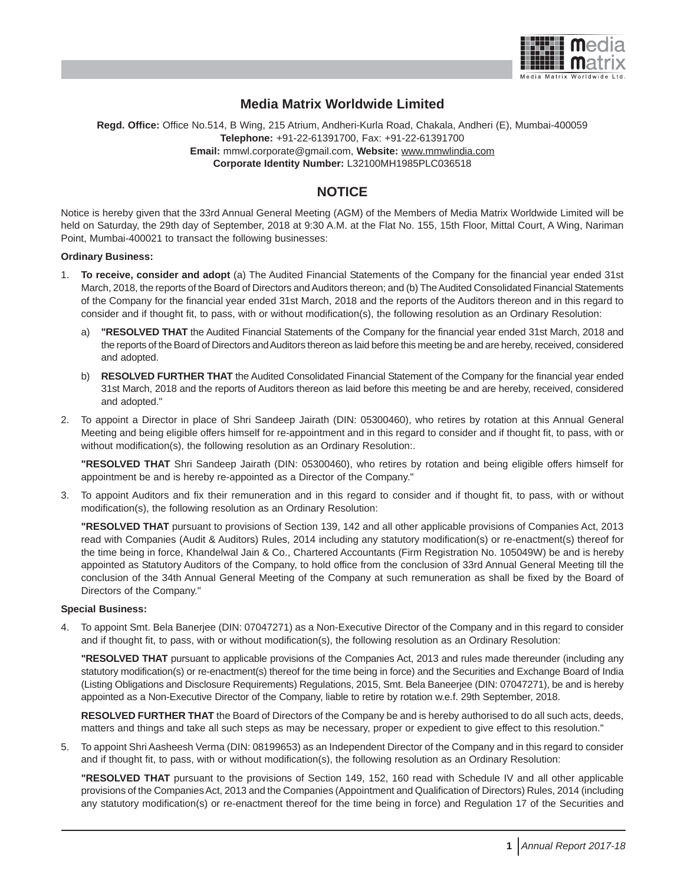# Media Matrix Worldwide Limited

**Regd. Office:** Office No.514, B Wing, 215 Atrium, Andheri-Kurla Road, Chakala, Andheri (E), Mumbai-400059
**Telephone:** +91-22-61391700, Fax: +91-22-61391700
**Email:** mmwl.corporate@gmail.com, **Website:** www.mmwlindia.com
**Corporate Identity Number:** L32100MH1985PLC036518

## NOTICE

Notice is hereby given that the 33rd Annual General Meeting (AGM) of the Members of Media Matrix Worldwide Limited will be held on Saturday, the 29th day of September, 2018 at 9:30 A.M. at the Flat No. 155, 15th Floor, Mittal Court, A Wing, Nariman Point, Mumbai-400021 to transact the following businesses:

**Ordinary Business:**

1. **To receive, consider and adopt** (a) The Audited Financial Statements of the Company for the financial year ended 31st March, 2018, the reports of the Board of Directors and Auditors thereon; and (b) The Audited Consolidated Financial Statements of the Company for the financial year ended 31st March, 2018 and the reports of the Auditors thereon and in this regard to consider and if thought fit, to pass, with or without modification(s), the following resolution as an Ordinary Resolution:

   a) **"RESOLVED THAT** the Audited Financial Statements of the Company for the financial year ended 31st March, 2018 and the reports of the Board of Directors and Auditors thereon as laid before this meeting be and are hereby, received, considered and adopted.

   b) **RESOLVED FURTHER THAT** the Audited Consolidated Financial Statement of the Company for the financial year ended 31st March, 2018 and the reports of Auditors thereon as laid before this meeting be and are hereby, received, considered and adopted."

2. To appoint a Director in place of Shri Sandeep Jairath (DIN: 05300460), who retires by rotation at this Annual General Meeting and being eligible offers himself for re-appointment and in this regard to consider and if thought fit, to pass, with or without modification(s), the following resolution as an Ordinary Resolution:.

   **"RESOLVED THAT** Shri Sandeep Jairath (DIN: 05300460), who retires by rotation and being eligible offers himself for appointment be and is hereby re-appointed as a Director of the Company."

3. To appoint Auditors and fix their remuneration and in this regard to consider and if thought fit, to pass, with or without modification(s), the following resolution as an Ordinary Resolution:

   **"RESOLVED THAT** pursuant to provisions of Section 139, 142 and all other applicable provisions of Companies Act, 2013 read with Companies (Audit & Auditors) Rules, 2014 including any statutory modification(s) or re-enactment(s) thereof for the time being in force, Khandelwal Jain & Co., Chartered Accountants (Firm Registration No. 105049W) be and is hereby appointed as Statutory Auditors of the Company, to hold office from the conclusion of 33rd Annual General Meeting till the conclusion of the 34th Annual General Meeting of the Company at such remuneration as shall be fixed by the Board of Directors of the Company."

**Special Business:**

4. To appoint Smt. Bela Banerjee (DIN: 07047271) as a Non-Executive Director of the Company and in this regard to consider and if thought fit, to pass, with or without modification(s), the following resolution as an Ordinary Resolution:

   **"RESOLVED THAT** pursuant to applicable provisions of the Companies Act, 2013 and rules made thereunder (including any statutory modification(s) or re-enactment(s) thereof for the time being in force) and the Securities and Exchange Board of India (Listing Obligations and Disclosure Requirements) Regulations, 2015, Smt. Bela Baneerjee (DIN: 07047271), be and is hereby appointed as a Non-Executive Director of the Company, liable to retire by rotation w.e.f. 29th September, 2018.

   **RESOLVED FURTHER THAT** the Board of Directors of the Company be and is hereby authorised to do all such acts, deeds, matters and things and take all such steps as may be necessary, proper or expedient to give effect to this resolution."

5. To appoint Shri Aasheesh Verma (DIN: 08199653) as an Independent Director of the Company and in this regard to consider and if thought fit, to pass, with or without modification(s), the following resolution as an Ordinary Resolution:

   **"RESOLVED THAT** pursuant to the provisions of Section 149, 152, 160 read with Schedule IV and all other applicable provisions of the Companies Act, 2013 and the Companies (Appointment and Qualification of Directors) Rules, 2014 (including any statutory modification(s) or re-enactment thereof for the time being in force) and Regulation 17 of the Securities and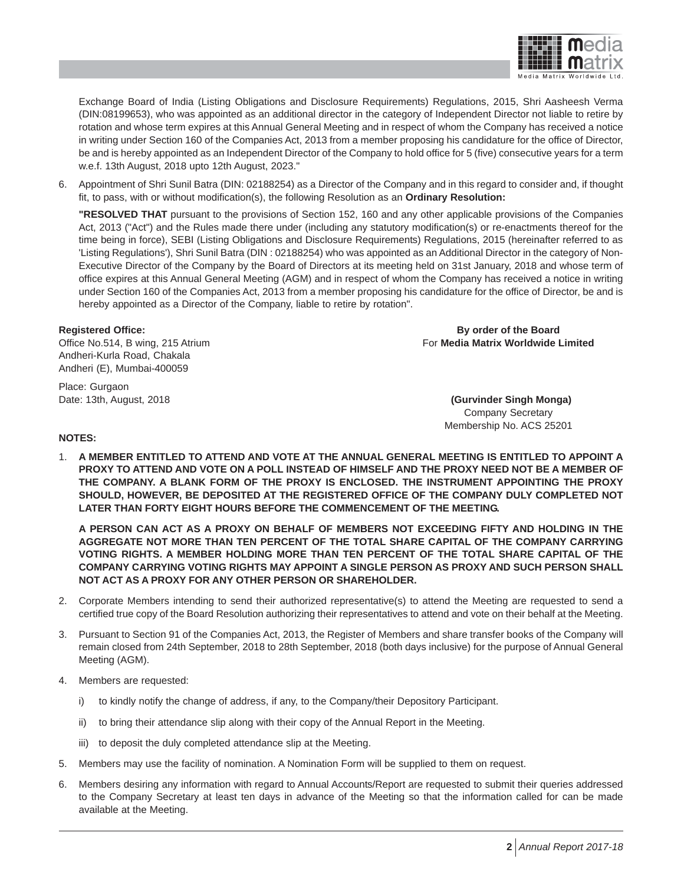Exchange Board of India (Listing Obligations and Disclosure Requirements) Regulations, 2015, Shri Aasheesh Verma (DIN:08199653), who was appointed as an additional director in the category of Independent Director not liable to retire by rotation and whose term expires at this Annual General Meeting and in respect of whom the Company has received a notice in writing under Section 160 of the Companies Act, 2013 from a member proposing his candidature for the office of Director, be and is hereby appointed as an Independent Director of the Company to hold office for 5 (five) consecutive years for a term w.e.f. 13th August, 2018 upto 12th August, 2023."

6. Appointment of Shri Sunil Batra (DIN: 02188254) as a Director of the Company and in this regard to consider and, if thought fit, to pass, with or without modification(s), the following Resolution as an **Ordinary Resolution:**

   **"RESOLVED THAT** pursuant to the provisions of Section 152, 160 and any other applicable provisions of the Companies Act, 2013 ("Act") and the Rules made there under (including any statutory modification(s) or re-enactments thereof for the time being in force), SEBI (Listing Obligations and Disclosure Requirements) Regulations, 2015 (hereinafter referred to as 'Listing Regulations'), Shri Sunil Batra (DIN : 02188254) who was appointed as an Additional Director in the category of Non-Executive Director of the Company by the Board of Directors at its meeting held on 31st January, 2018 and whose term of office expires at this Annual General Meeting (AGM) and in respect of whom the Company has received a notice in writing under Section 160 of the Companies Act, 2013 from a member proposing his candidature for the office of Director, be and is hereby appointed as a Director of the Company, liable to retire by rotation".

**Registered Office:**
Office No.514, B wing, 215 Atrium
Andheri-Kurla Road, Chakala
Andheri (E), Mumbai-400059

Place: Gurgaon
Date: 13th, August, 2018

**By order of the Board**
For **Media Matrix Worldwide Limited**

**(Gurvinder Singh Monga)**
Company Secretary
Membership No. ACS 25201

**NOTES:**

1. **A MEMBER ENTITLED TO ATTEND AND VOTE AT THE ANNUAL GENERAL MEETING IS ENTITLED TO APPOINT A PROXY TO ATTEND AND VOTE ON A POLL INSTEAD OF HIMSELF AND THE PROXY NEED NOT BE A MEMBER OF THE COMPANY. A BLANK FORM OF THE PROXY IS ENCLOSED. THE INSTRUMENT APPOINTING THE PROXY SHOULD, HOWEVER, BE DEPOSITED AT THE REGISTERED OFFICE OF THE COMPANY DULY COMPLETED NOT LATER THAN FORTY EIGHT HOURS BEFORE THE COMMENCEMENT OF THE MEETING.**

   **A PERSON CAN ACT AS A PROXY ON BEHALF OF MEMBERS NOT EXCEEDING FIFTY AND HOLDING IN THE AGGREGATE NOT MORE THAN TEN PERCENT OF THE TOTAL SHARE CAPITAL OF THE COMPANY CARRYING VOTING RIGHTS. A MEMBER HOLDING MORE THAN TEN PERCENT OF THE TOTAL SHARE CAPITAL OF THE COMPANY CARRYING VOTING RIGHTS MAY APPOINT A SINGLE PERSON AS PROXY AND SUCH PERSON SHALL NOT ACT AS A PROXY FOR ANY OTHER PERSON OR SHAREHOLDER.**

2. Corporate Members intending to send their authorized representative(s) to attend the Meeting are requested to send a certified true copy of the Board Resolution authorizing their representatives to attend and vote on their behalf at the Meeting.

3. Pursuant to Section 91 of the Companies Act, 2013, the Register of Members and share transfer books of the Company will remain closed from 24th September, 2018 to 28th September, 2018 (both days inclusive) for the purpose of Annual General Meeting (AGM).

4. Members are requested:

   i) to kindly notify the change of address, if any, to the Company/their Depository Participant.

   ii) to bring their attendance slip along with their copy of the Annual Report in the Meeting.

   iii) to deposit the duly completed attendance slip at the Meeting.

5. Members may use the facility of nomination. A Nomination Form will be supplied to them on request.

6. Members desiring any information with regard to Annual Accounts/Report are requested to submit their queries addressed to the Company Secretary at least ten days in advance of the Meeting so that the information called for can be made available at the Meeting.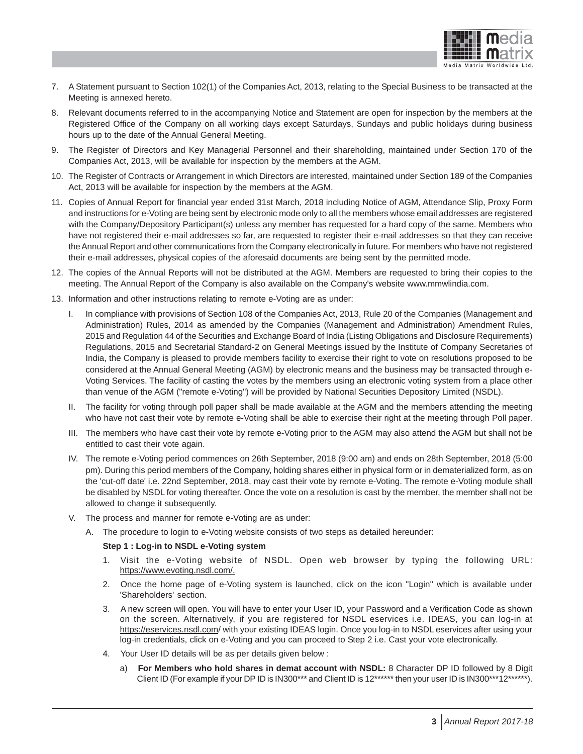7. A Statement pursuant to Section 102(1) of the Companies Act, 2013, relating to the Special Business to be transacted at the Meeting is annexed hereto.

8. Relevant documents referred to in the accompanying Notice and Statement are open for inspection by the members at the Registered Office of the Company on all working days except Saturdays, Sundays and public holidays during business hours up to the date of the Annual General Meeting.

9. The Register of Directors and Key Managerial Personnel and their shareholding, maintained under Section 170 of the Companies Act, 2013, will be available for inspection by the members at the AGM.

10. The Register of Contracts or Arrangement in which Directors are interested, maintained under Section 189 of the Companies Act, 2013 will be available for inspection by the members at the AGM.

11. Copies of Annual Report for financial year ended 31st March, 2018 including Notice of AGM, Attendance Slip, Proxy Form and instructions for e-Voting are being sent by electronic mode only to all the members whose email addresses are registered with the Company/Depository Participant(s) unless any member has requested for a hard copy of the same. Members who have not registered their e-mail addresses so far, are requested to register their e-mail addresses so that they can receive the Annual Report and other communications from the Company electronically in future. For members who have not registered their e-mail addresses, physical copies of the aforesaid documents are being sent by the permitted mode.

12. The copies of the Annual Reports will not be distributed at the AGM. Members are requested to bring their copies to the meeting. The Annual Report of the Company is also available on the Company's website www.mmwlindia.com.

13. Information and other instructions relating to remote e-Voting are as under:

   I. In compliance with provisions of Section 108 of the Companies Act, 2013, Rule 20 of the Companies (Management and Administration) Rules, 2014 as amended by the Companies (Management and Administration) Amendment Rules, 2015 and Regulation 44 of the Securities and Exchange Board of India (Listing Obligations and Disclosure Requirements) Regulations, 2015 and Secretarial Standard-2 on General Meetings issued by the Institute of Company Secretaries of India, the Company is pleased to provide members facility to exercise their right to vote on resolutions proposed to be considered at the Annual General Meeting (AGM) by electronic means and the business may be transacted through e-Voting Services. The facility of casting the votes by the members using an electronic voting system from a place other than venue of the AGM ("remote e-Voting") will be provided by National Securities Depository Limited (NSDL).

   II. The facility for voting through poll paper shall be made available at the AGM and the members attending the meeting who have not cast their vote by remote e-Voting shall be able to exercise their right at the meeting through Poll paper.

   III. The members who have cast their vote by remote e-Voting prior to the AGM may also attend the AGM but shall not be entitled to cast their vote again.

   IV. The remote e-Voting period commences on 26th September, 2018 (9:00 am) and ends on 28th September, 2018 (5:00 pm). During this period members of the Company, holding shares either in physical form or in dematerialized form, as on the 'cut-off date' i.e. 22nd September, 2018, may cast their vote by remote e-Voting. The remote e-Voting module shall be disabled by NSDL for voting thereafter. Once the vote on a resolution is cast by the member, the member shall not be allowed to change it subsequently.

   V. The process and manner for remote e-Voting are as under:

      A. The procedure to login to e-Voting website consists of two steps as detailed hereunder:

      **Step 1 : Log-in to NSDL e-Voting system**

      1. Visit the e-Voting website of NSDL. Open web browser by typing the following URL: https://www.evoting.nsdl.com/.

      2. Once the home page of e-Voting system is launched, click on the icon "Login" which is available under 'Shareholders' section.

      3. A new screen will open. You will have to enter your User ID, your Password and a Verification Code as shown on the screen. Alternatively, if you are registered for NSDL eservices i.e. IDEAS, you can log-in at https://eservices.nsdl.com/ with your existing IDEAS login. Once you log-in to NSDL eservices after using your log-in credentials, click on e-Voting and you can proceed to Step 2 i.e. Cast your vote electronically.

      4. Your User ID details will be as per details given below :

         a) **For Members who hold shares in demat account with NSDL:** 8 Character DP ID followed by 8 Digit Client ID (For example if your DP ID is IN300*** and Client ID is 12****** then your user ID is IN300***12******).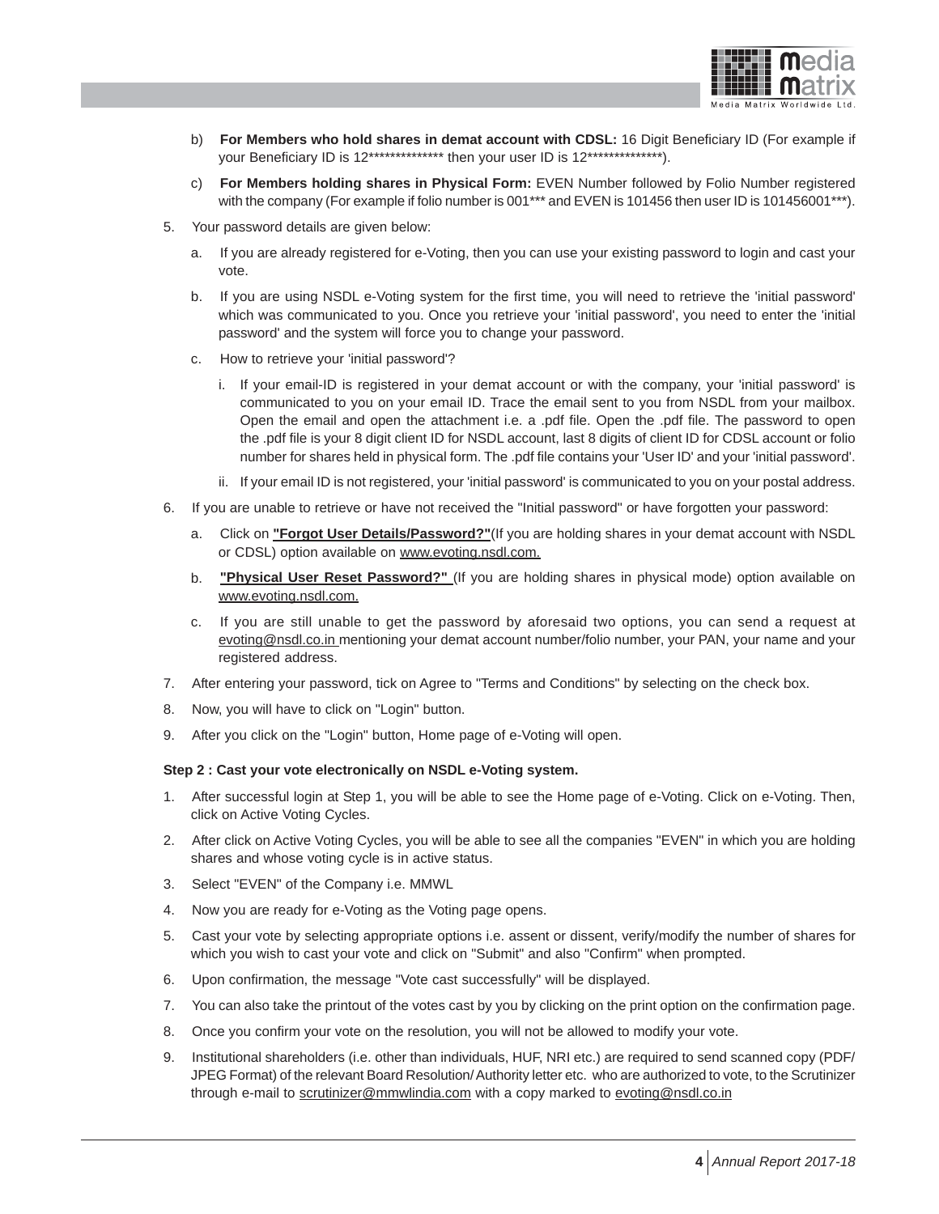b) **For Members who hold shares in demat account with CDSL:** 16 Digit Beneficiary ID (For example if your Beneficiary ID is 12************** then your user ID is 12**************).

c) **For Members holding shares in Physical Form:** EVEN Number followed by Folio Number registered with the company (For example if folio number is 001*** and EVEN is 101456 then user ID is 101456001***).

5. Your password details are given below:

   a. If you are already registered for e-Voting, then you can use your existing password to login and cast your vote.

   b. If you are using NSDL e-Voting system for the first time, you will need to retrieve the 'initial password' which was communicated to you. Once you retrieve your 'initial password', you need to enter the 'initial password' and the system will force you to change your password.

   c. How to retrieve your 'initial password'?

      i. If your email-ID is registered in your demat account or with the company, your 'initial password' is communicated to you on your email ID. Trace the email sent to you from NSDL from your mailbox. Open the email and open the attachment i.e. a .pdf file. Open the .pdf file. The password to open the .pdf file is your 8 digit client ID for NSDL account, last 8 digits of client ID for CDSL account or folio number for shares held in physical form. The .pdf file contains your 'User ID' and your 'initial password'.

      ii. If your email ID is not registered, your 'initial password' is communicated to you on your postal address.

6. If you are unable to retrieve or have not received the "Initial password" or have forgotten your password:

   a. Click on **"Forgot User Details/Password?"**(If you are holding shares in your demat account with NSDL or CDSL) option available on www.evoting.nsdl.com.

   b. **"Physical User Reset Password?"** (If you are holding shares in physical mode) option available on www.evoting.nsdl.com.

   c. If you are still unable to get the password by aforesaid two options, you can send a request at evoting@nsdl.co.in mentioning your demat account number/folio number, your PAN, your name and your registered address.

7. After entering your password, tick on Agree to "Terms and Conditions" by selecting on the check box.

8. Now, you will have to click on "Login" button.

9. After you click on the "Login" button, Home page of e-Voting will open.

**Step 2 : Cast your vote electronically on NSDL e-Voting system.**

1. After successful login at Step 1, you will be able to see the Home page of e-Voting. Click on e-Voting. Then, click on Active Voting Cycles.

2. After click on Active Voting Cycles, you will be able to see all the companies "EVEN" in which you are holding shares and whose voting cycle is in active status.

3. Select "EVEN" of the Company i.e. MMWL

4. Now you are ready for e-Voting as the Voting page opens.

5. Cast your vote by selecting appropriate options i.e. assent or dissent, verify/modify the number of shares for which you wish to cast your vote and click on "Submit" and also "Confirm" when prompted.

6. Upon confirmation, the message "Vote cast successfully" will be displayed.

7. You can also take the printout of the votes cast by you by clicking on the print option on the confirmation page.

8. Once you confirm your vote on the resolution, you will not be allowed to modify your vote.

9. Institutional shareholders (i.e. other than individuals, HUF, NRI etc.) are required to send scanned copy (PDF/ JPEG Format) of the relevant Board Resolution/ Authority letter etc. who are authorized to vote, to the Scrutinizer through e-mail to scrutinizer@mmwlindia.com with a copy marked to evoting@nsdl.co.in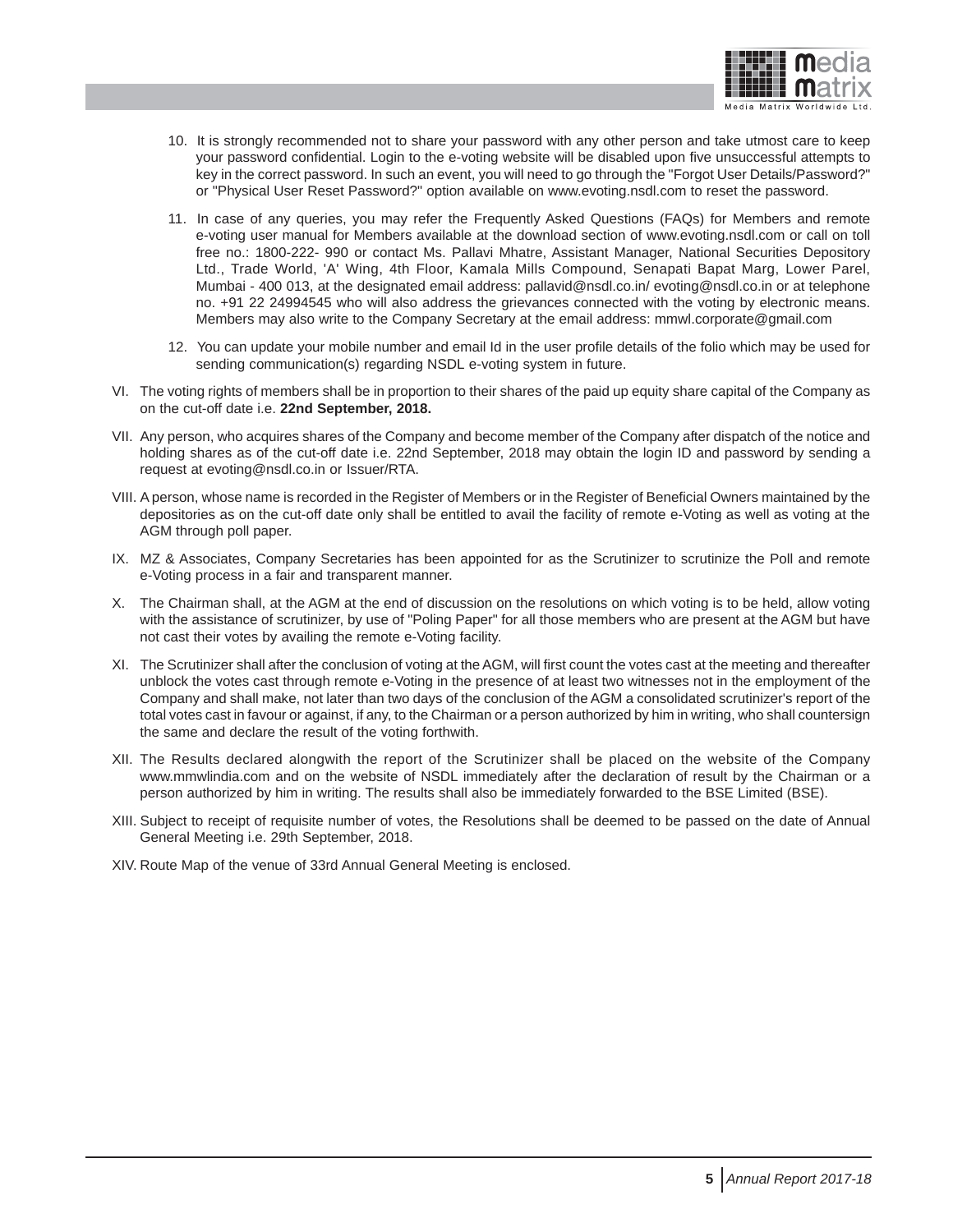10. It is strongly recommended not to share your password with any other person and take utmost care to keep your password confidential. Login to the e-voting website will be disabled upon five unsuccessful attempts to key in the correct password. In such an event, you will need to go through the "Forgot User Details/Password?" or "Physical User Reset Password?" option available on www.evoting.nsdl.com to reset the password.

11. In case of any queries, you may refer the Frequently Asked Questions (FAQs) for Members and remote e-voting user manual for Members available at the download section of www.evoting.nsdl.com or call on toll free no.: 1800-222- 990 or contact Ms. Pallavi Mhatre, Assistant Manager, National Securities Depository Ltd., Trade World, 'A' Wing, 4th Floor, Kamala Mills Compound, Senapati Bapat Marg, Lower Parel, Mumbai - 400 013, at the designated email address: pallavid@nsdl.co.in/ evoting@nsdl.co.in or at telephone no. +91 22 24994545 who will also address the grievances connected with the voting by electronic means. Members may also write to the Company Secretary at the email address: mmwl.corporate@gmail.com

12. You can update your mobile number and email Id in the user profile details of the folio which may be used for sending communication(s) regarding NSDL e-voting system in future.

VI. The voting rights of members shall be in proportion to their shares of the paid up equity share capital of the Company as on the cut-off date i.e. **22nd September, 2018.**

VII. Any person, who acquires shares of the Company and become member of the Company after dispatch of the notice and holding shares as of the cut-off date i.e. 22nd September, 2018 may obtain the login ID and password by sending a request at evoting@nsdl.co.in or Issuer/RTA.

VIII. A person, whose name is recorded in the Register of Members or in the Register of Beneficial Owners maintained by the depositories as on the cut-off date only shall be entitled to avail the facility of remote e-Voting as well as voting at the AGM through poll paper.

IX. MZ & Associates, Company Secretaries has been appointed for as the Scrutinizer to scrutinize the Poll and remote e-Voting process in a fair and transparent manner.

X. The Chairman shall, at the AGM at the end of discussion on the resolutions on which voting is to be held, allow voting with the assistance of scrutinizer, by use of "Poling Paper" for all those members who are present at the AGM but have not cast their votes by availing the remote e-Voting facility.

XI. The Scrutinizer shall after the conclusion of voting at the AGM, will first count the votes cast at the meeting and thereafter unblock the votes cast through remote e-Voting in the presence of at least two witnesses not in the employment of the Company and shall make, not later than two days of the conclusion of the AGM a consolidated scrutinizer's report of the total votes cast in favour or against, if any, to the Chairman or a person authorized by him in writing, who shall countersign the same and declare the result of the voting forthwith.

XII. The Results declared alongwith the report of the Scrutinizer shall be placed on the website of the Company www.mmwlindia.com and on the website of NSDL immediately after the declaration of result by the Chairman or a person authorized by him in writing. The results shall also be immediately forwarded to the BSE Limited (BSE).

XIII. Subject to receipt of requisite number of votes, the Resolutions shall be deemed to be passed on the date of Annual General Meeting i.e. 29th September, 2018.

XIV. Route Map of the venue of 33rd Annual General Meeting is enclosed.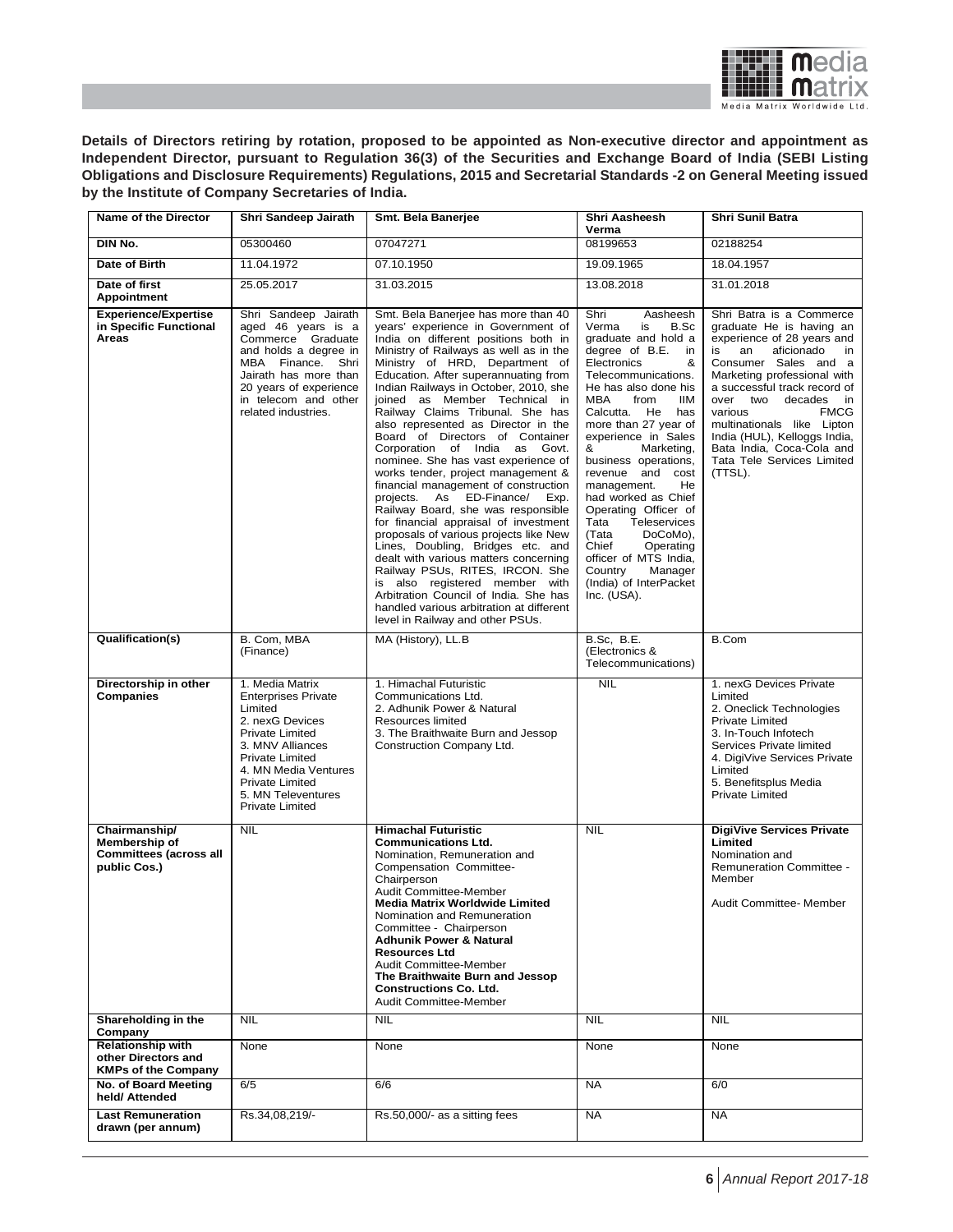**Details of Directors retiring by rotation, proposed to be appointed as Non-executive director and appointment as Independent Director, pursuant to Regulation 36(3) of the Securities and Exchange Board of India (SEBI Listing Obligations and Disclosure Requirements) Regulations, 2015 and Secretarial Standards -2 on General Meeting issued by the Institute of Company Secretaries of India.**

| Name of the Director | Shri Sandeep Jairath | Smt. Bela Banerjee | Shri Aasheesh Verma | Shri Sunil Batra |
|---|---|---|---|---|
| DIN No. | 05300460 | 07047271 | 08199653 | 02188254 |
| Date of Birth | 11.04.1972 | 07.10.1950 | 19.09.1965 | 18.04.1957 |
| Date of first Appointment | 25.05.2017 | 31.03.2015 | 13.08.2018 | 31.01.2018 |
| Experience/Expertise in Specific Functional Areas | Shri Sandeep Jairath aged 46 years is a Commerce Graduate and holds a degree in MBA Finance. Shri Jairath has more than 20 years of experience in telecom and other related industries. | Smt. Bela Banerjee has more than 40 years' experience in Government of India on different positions both in Ministry of Railways as well as in the Ministry of HRD, Department of Education. After superannuating from Indian Railways in October, 2010, she joined as Member Technical in Railway Claims Tribunal. She has also represented as Director in the Board of Directors of Container Corporation of India as Govt. nominee. She has vast experience of works tender, project management & financial management of construction projects. As ED-Finance/ Exp. Railway Board, she was responsible for financial appraisal of investment proposals of various projects like New Lines, Doubling, Bridges etc. and dealt with various matters concerning Railway PSUs, RITES, IRCON. She is also registered member with Arbitration Council of India. She has handled various arbitration at different level in Railway and other PSUs. | Shri Aasheesh Verma is B.Sc graduate and hold a degree of B.E. in Electronics & Telecommunications. He has also done his MBA from IIM Calcutta. He has more than 27 year of experience in Sales & Marketing, business operations, revenue and cost management. He had worked as Chief Operating Officer of Tata Teleservices (Tata DoCoMo), Chief Operating officer of MTS India, Country Manager (India) of InterPacket Inc. (USA). | Shri Batra is a Commerce graduate He is having an experience of 28 years and is an aficionado in Consumer Sales and a Marketing professional with a successful track record of over two decades in various FMCG multinationals like Lipton India (HUL), Kelloggs India, Bata India, Coca-Cola and Tata Tele Services Limited (TTSL). |
| Qualification(s) | B. Com, MBA (Finance) | MA (History), LL.B | B.Sc, B.E. (Electronics & Telecommunications) | B.Com |
| Directorship in other Companies | 1. Media Matrix Enterprises Private Limited<br>2. nexG Devices Private Limited<br>3. MNV Alliances Private Limited<br>4. MN Media Ventures Private Limited<br>5. MN Televentures Private Limited | 1. Himachal Futuristic Communications Ltd.<br>2. Adhunik Power & Natural Resources limited<br>3. The Braithwaite Burn and Jessop Construction Company Ltd. | NIL | 1. nexG Devices Private Limited<br>2. Oneclick Technologies Private Limited<br>3. In-Touch Infotech Services Private limited<br>4. DigiVive Services Private Limited<br>5. Benefitsplus Media Private Limited |
| Chairmanship/ Membership of Committees (across all public Cos.) | NIL | **Himachal Futuristic Communications Ltd.**<br>Nomination, Remuneration and Compensation Committee- Chairperson<br>Audit Committee-Member<br>**Media Matrix Worldwide Limited**<br>Nomination and Remuneration Committee - Chairperson<br>**Adhunik Power & Natural Resources Ltd**<br>Audit Committee-Member<br>**The Braithwaite Burn and Jessop Constructions Co. Ltd.**<br>Audit Committee-Member | NIL | **DigiVive Services Private Limited**<br>Nomination and Remuneration Committee - Member<br>Audit Committee- Member |
| Shareholding in the Company | NIL | NIL | NIL | NIL |
| Relationship with other Directors and KMPs of the Company | None | None | None | None |
| No. of Board Meeting held/ Attended | 6/5 | 6/6 | NA | 6/0 |
| Last Remuneration drawn (per annum) | Rs.34,08,219/- | Rs.50,000/- as a sitting fees | NA | NA |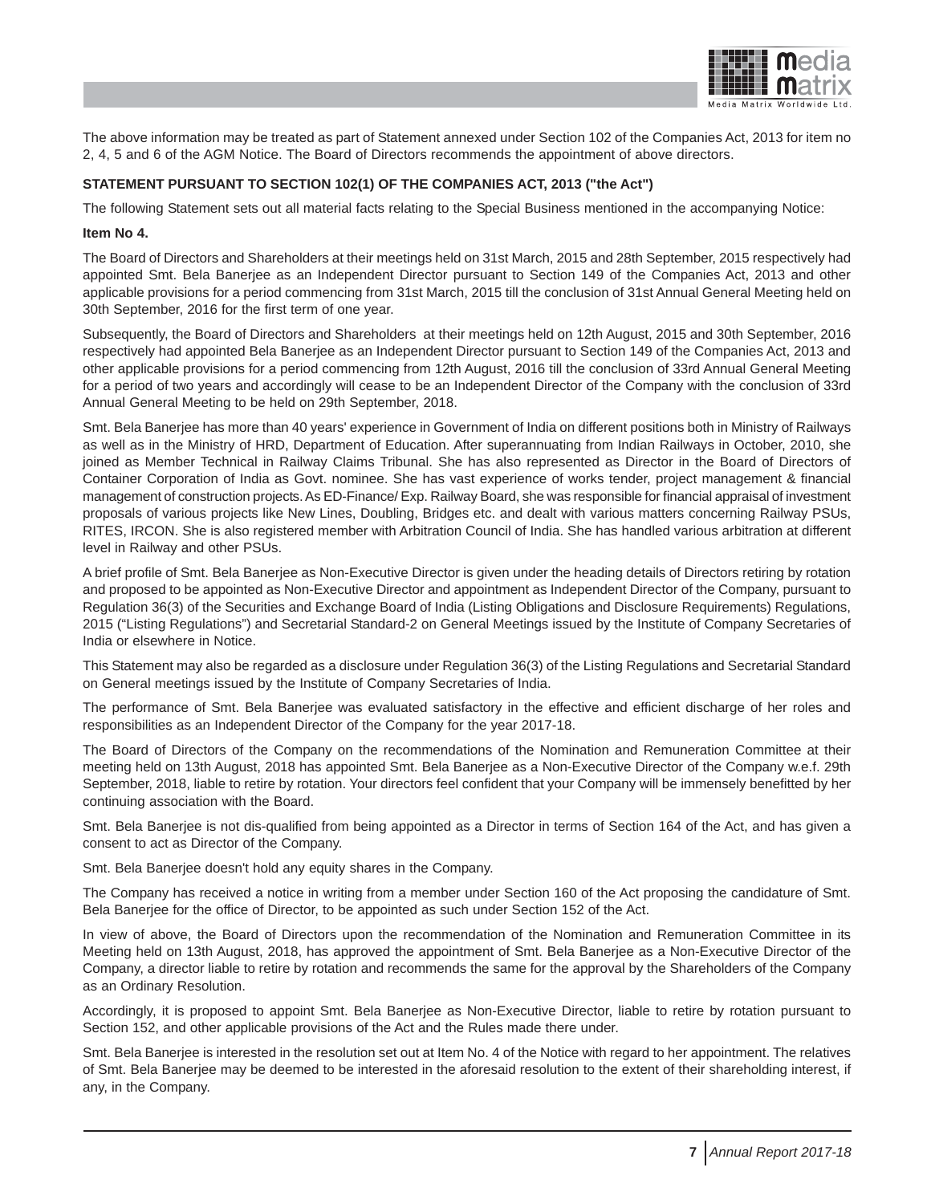The above information may be treated as part of Statement annexed under Section 102 of the Companies Act, 2013 for item no 2, 4, 5 and 6 of the AGM Notice. The Board of Directors recommends the appointment of above directors.

**STATEMENT PURSUANT TO SECTION 102(1) OF THE COMPANIES ACT, 2013 ("the Act")**

The following Statement sets out all material facts relating to the Special Business mentioned in the accompanying Notice:

**Item No 4.**

The Board of Directors and Shareholders at their meetings held on 31st March, 2015 and 28th September, 2015 respectively had appointed Smt. Bela Banerjee as an Independent Director pursuant to Section 149 of the Companies Act, 2013 and other applicable provisions for a period commencing from 31st March, 2015 till the conclusion of 31st Annual General Meeting held on 30th September, 2016 for the first term of one year.

Subsequently, the Board of Directors and Shareholders at their meetings held on 12th August, 2015 and 30th September, 2016 respectively had appointed Bela Banerjee as an Independent Director pursuant to Section 149 of the Companies Act, 2013 and other applicable provisions for a period commencing from 12th August, 2016 till the conclusion of 33rd Annual General Meeting for a period of two years and accordingly will cease to be an Independent Director of the Company with the conclusion of 33rd Annual General Meeting to be held on 29th September, 2018.

Smt. Bela Banerjee has more than 40 years' experience in Government of India on different positions both in Ministry of Railways as well as in the Ministry of HRD, Department of Education. After superannuating from Indian Railways in October, 2010, she joined as Member Technical in Railway Claims Tribunal. She has also represented as Director in the Board of Directors of Container Corporation of India as Govt. nominee. She has vast experience of works tender, project management & financial management of construction projects. As ED-Finance/ Exp. Railway Board, she was responsible for financial appraisal of investment proposals of various projects like New Lines, Doubling, Bridges etc. and dealt with various matters concerning Railway PSUs, RITES, IRCON. She is also registered member with Arbitration Council of India. She has handled various arbitration at different level in Railway and other PSUs.

A brief profile of Smt. Bela Banerjee as Non-Executive Director is given under the heading details of Directors retiring by rotation and proposed to be appointed as Non-Executive Director and appointment as Independent Director of the Company, pursuant to Regulation 36(3) of the Securities and Exchange Board of India (Listing Obligations and Disclosure Requirements) Regulations, 2015 ("Listing Regulations") and Secretarial Standard-2 on General Meetings issued by the Institute of Company Secretaries of India or elsewhere in Notice.

This Statement may also be regarded as a disclosure under Regulation 36(3) of the Listing Regulations and Secretarial Standard on General meetings issued by the Institute of Company Secretaries of India.

The performance of Smt. Bela Banerjee was evaluated satisfactory in the effective and efficient discharge of her roles and responsibilities as an Independent Director of the Company for the year 2017-18.

The Board of Directors of the Company on the recommendations of the Nomination and Remuneration Committee at their meeting held on 13th August, 2018 has appointed Smt. Bela Banerjee as a Non-Executive Director of the Company w.e.f. 29th September, 2018, liable to retire by rotation. Your directors feel confident that your Company will be immensely benefitted by her continuing association with the Board.

Smt. Bela Banerjee is not dis-qualified from being appointed as a Director in terms of Section 164 of the Act, and has given a consent to act as Director of the Company.

Smt. Bela Banerjee doesn't hold any equity shares in the Company.

The Company has received a notice in writing from a member under Section 160 of the Act proposing the candidature of Smt. Bela Banerjee for the office of Director, to be appointed as such under Section 152 of the Act.

In view of above, the Board of Directors upon the recommendation of the Nomination and Remuneration Committee in its Meeting held on 13th August, 2018, has approved the appointment of Smt. Bela Banerjee as a Non-Executive Director of the Company, a director liable to retire by rotation and recommends the same for the approval by the Shareholders of the Company as an Ordinary Resolution.

Accordingly, it is proposed to appoint Smt. Bela Banerjee as Non-Executive Director, liable to retire by rotation pursuant to Section 152, and other applicable provisions of the Act and the Rules made there under.

Smt. Bela Banerjee is interested in the resolution set out at Item No. 4 of the Notice with regard to her appointment. The relatives of Smt. Bela Banerjee may be deemed to be interested in the aforesaid resolution to the extent of their shareholding interest, if any, in the Company.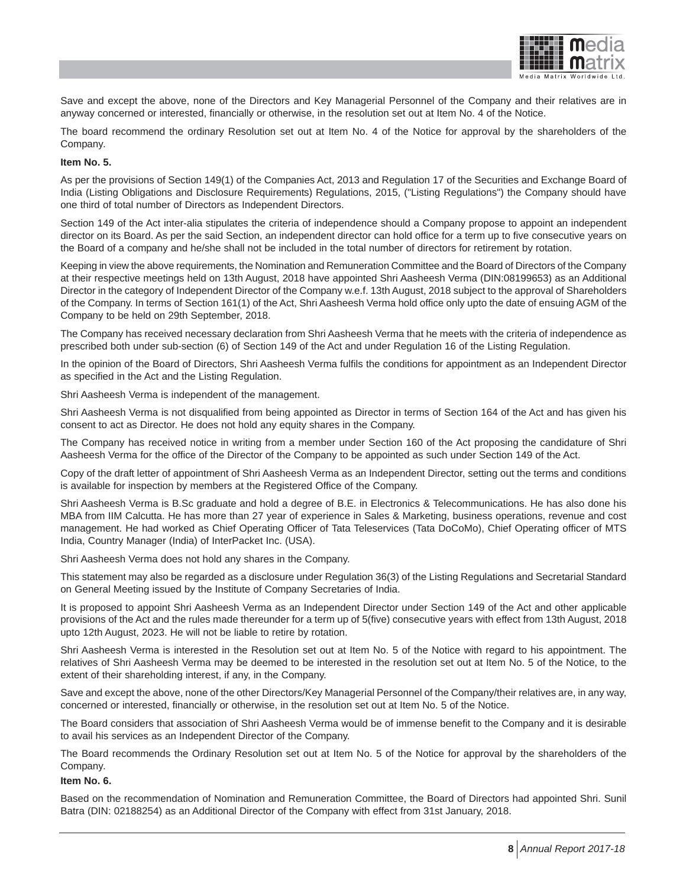Save and except the above, none of the Directors and Key Managerial Personnel of the Company and their relatives are in anyway concerned or interested, financially or otherwise, in the resolution set out at Item No. 4 of the Notice.

The board recommend the ordinary Resolution set out at Item No. 4 of the Notice for approval by the shareholders of the Company.

**Item No. 5.**

As per the provisions of Section 149(1) of the Companies Act, 2013 and Regulation 17 of the Securities and Exchange Board of India (Listing Obligations and Disclosure Requirements) Regulations, 2015, ("Listing Regulations") the Company should have one third of total number of Directors as Independent Directors.

Section 149 of the Act inter-alia stipulates the criteria of independence should a Company propose to appoint an independent director on its Board. As per the said Section, an independent director can hold office for a term up to five consecutive years on the Board of a company and he/she shall not be included in the total number of directors for retirement by rotation.

Keeping in view the above requirements, the Nomination and Remuneration Committee and the Board of Directors of the Company at their respective meetings held on 13th August, 2018 have appointed Shri Aasheesh Verma (DIN:08199653) as an Additional Director in the category of Independent Director of the Company w.e.f. 13th August, 2018 subject to the approval of Shareholders of the Company. In terms of Section 161(1) of the Act, Shri Aasheesh Verma hold office only upto the date of ensuing AGM of the Company to be held on 29th September, 2018.

The Company has received necessary declaration from Shri Aasheesh Verma that he meets with the criteria of independence as prescribed both under sub-section (6) of Section 149 of the Act and under Regulation 16 of the Listing Regulation.

In the opinion of the Board of Directors, Shri Aasheesh Verma fulfils the conditions for appointment as an Independent Director as specified in the Act and the Listing Regulation.

Shri Aasheesh Verma is independent of the management.

Shri Aasheesh Verma is not disqualified from being appointed as Director in terms of Section 164 of the Act and has given his consent to act as Director. He does not hold any equity shares in the Company.

The Company has received notice in writing from a member under Section 160 of the Act proposing the candidature of Shri Aasheesh Verma for the office of the Director of the Company to be appointed as such under Section 149 of the Act.

Copy of the draft letter of appointment of Shri Aasheesh Verma as an Independent Director, setting out the terms and conditions is available for inspection by members at the Registered Office of the Company.

Shri Aasheesh Verma is B.Sc graduate and hold a degree of B.E. in Electronics & Telecommunications. He has also done his MBA from IIM Calcutta. He has more than 27 year of experience in Sales & Marketing, business operations, revenue and cost management. He had worked as Chief Operating Officer of Tata Teleservices (Tata DoCoMo), Chief Operating officer of MTS India, Country Manager (India) of InterPacket Inc. (USA).

Shri Aasheesh Verma does not hold any shares in the Company.

This statement may also be regarded as a disclosure under Regulation 36(3) of the Listing Regulations and Secretarial Standard on General Meeting issued by the Institute of Company Secretaries of India.

It is proposed to appoint Shri Aasheesh Verma as an Independent Director under Section 149 of the Act and other applicable provisions of the Act and the rules made thereunder for a term up of 5(five) consecutive years with effect from 13th August, 2018 upto 12th August, 2023. He will not be liable to retire by rotation.

Shri Aasheesh Verma is interested in the Resolution set out at Item No. 5 of the Notice with regard to his appointment. The relatives of Shri Aasheesh Verma may be deemed to be interested in the resolution set out at Item No. 5 of the Notice, to the extent of their shareholding interest, if any, in the Company.

Save and except the above, none of the other Directors/Key Managerial Personnel of the Company/their relatives are, in any way, concerned or interested, financially or otherwise, in the resolution set out at Item No. 5 of the Notice.

The Board considers that association of Shri Aasheesh Verma would be of immense benefit to the Company and it is desirable to avail his services as an Independent Director of the Company.

The Board recommends the Ordinary Resolution set out at Item No. 5 of the Notice for approval by the shareholders of the Company.

**Item No. 6.**

Based on the recommendation of Nomination and Remuneration Committee, the Board of Directors had appointed Shri. Sunil Batra (DIN: 02188254) as an Additional Director of the Company with effect from 31st January, 2018.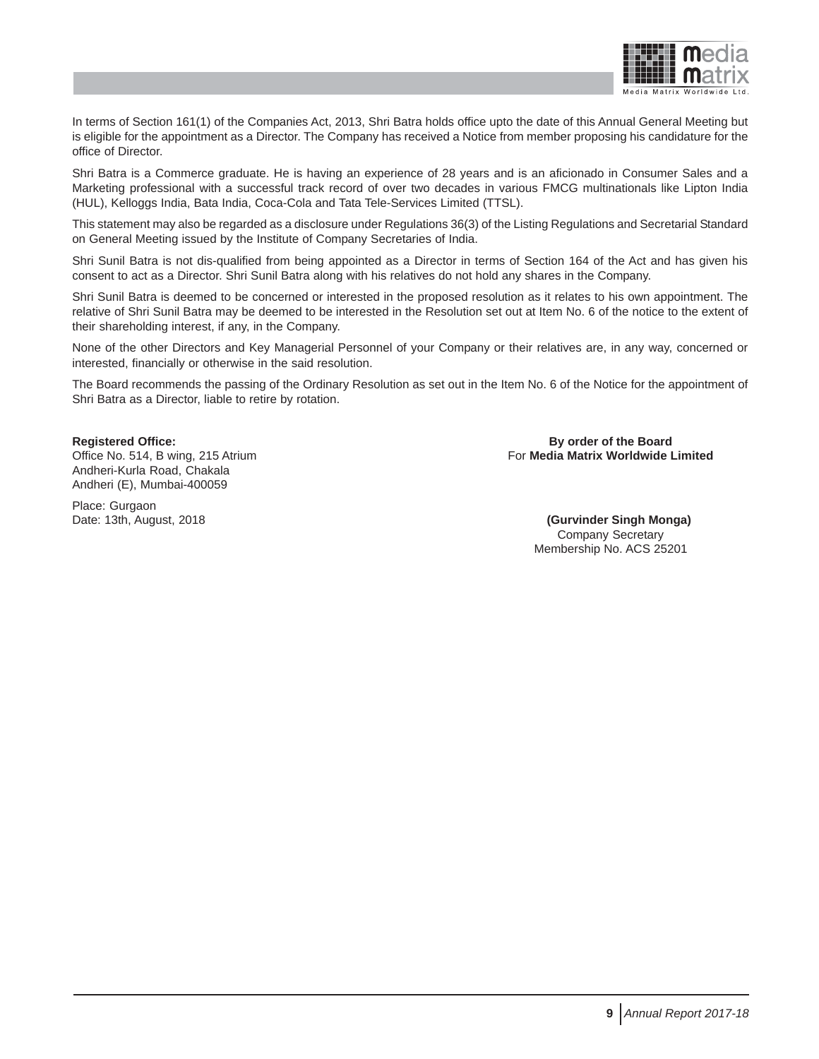In terms of Section 161(1) of the Companies Act, 2013, Shri Batra holds office upto the date of this Annual General Meeting but is eligible for the appointment as a Director. The Company has received a Notice from member proposing his candidature for the office of Director.

Shri Batra is a Commerce graduate. He is having an experience of 28 years and is an aficionado in Consumer Sales and a Marketing professional with a successful track record of over two decades in various FMCG multinationals like Lipton India (HUL), Kelloggs India, Bata India, Coca-Cola and Tata Tele-Services Limited (TTSL).

This statement may also be regarded as a disclosure under Regulations 36(3) of the Listing Regulations and Secretarial Standard on General Meeting issued by the Institute of Company Secretaries of India.

Shri Sunil Batra is not dis-qualified from being appointed as a Director in terms of Section 164 of the Act and has given his consent to act as a Director. Shri Sunil Batra along with his relatives do not hold any shares in the Company.

Shri Sunil Batra is deemed to be concerned or interested in the proposed resolution as it relates to his own appointment. The relative of Shri Sunil Batra may be deemed to be interested in the Resolution set out at Item No. 6 of the notice to the extent of their shareholding interest, if any, in the Company.

None of the other Directors and Key Managerial Personnel of your Company or their relatives are, in any way, concerned or interested, financially or otherwise in the said resolution.

The Board recommends the passing of the Ordinary Resolution as set out in the Item No. 6 of the Notice for the appointment of Shri Batra as a Director, liable to retire by rotation.

**Registered Office:**
Office No. 514, B wing, 215 Atrium
Andheri-Kurla Road, Chakala
Andheri (E), Mumbai-400059

Place: Gurgaon
Date: 13th, August, 2018

**By order of the Board**
For **Media Matrix Worldwide Limited**

**(Gurvinder Singh Monga)**
Company Secretary
Membership No. ACS 25201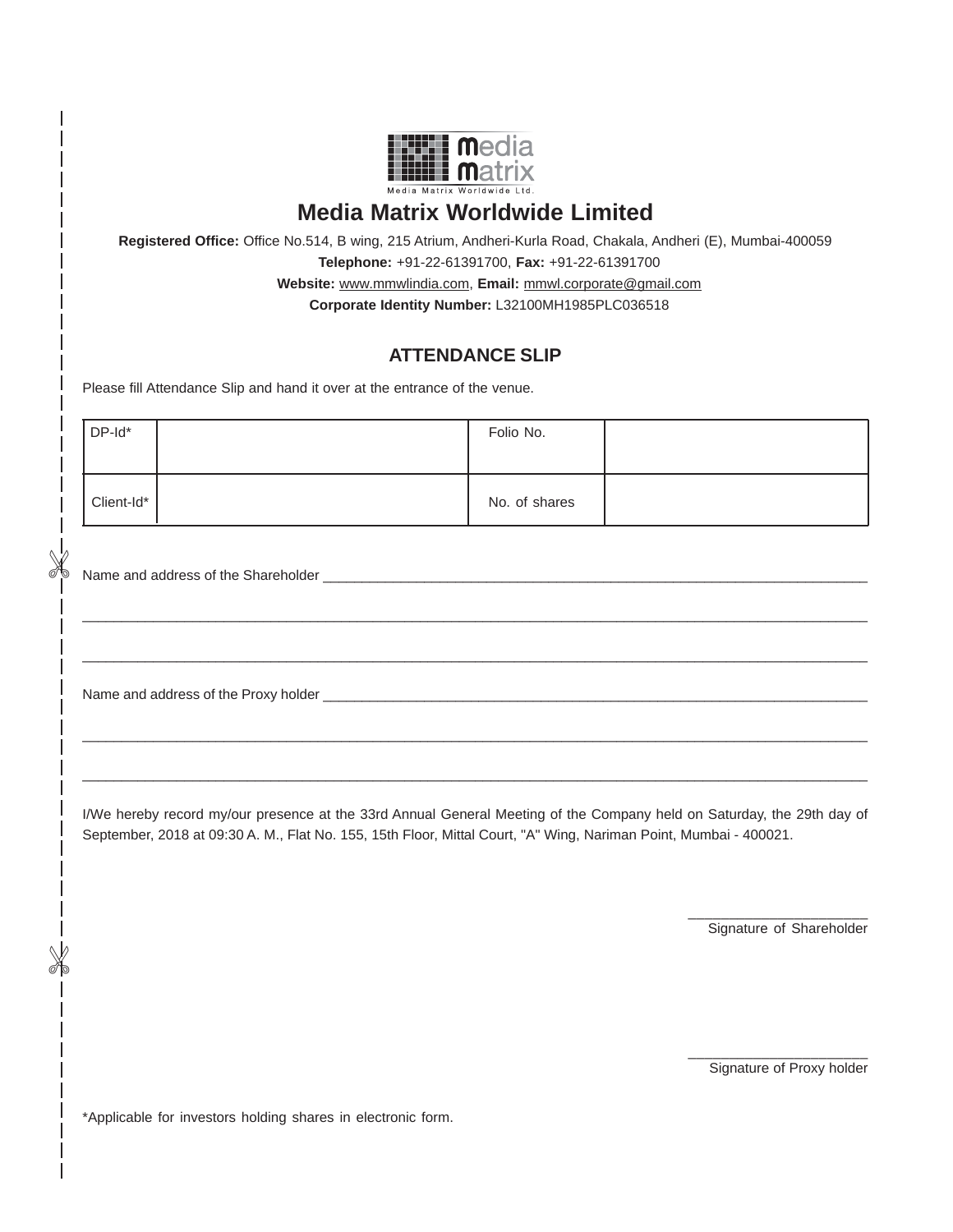media matrix

Media Matrix Worldwide Ltd.

# Media Matrix Worldwide Limited

**Registered Office:** Office No.514, B wing, 215 Atrium, Andheri-Kurla Road, Chakala, Andheri (E), Mumbai-400059

**Telephone:** +91-22-61391700, **Fax:** +91-22-61391700

**Website:** www.mmwlindia.com, **Email:** mmwl.corporate@gmail.com

**Corporate Identity Number:** L32100MH1985PLC036518

## ATTENDANCE SLIP

Please fill Attendance Slip and hand it over at the entrance of the venue.

| DP-Id* | | Folio No. | |
|---|---|---|---|
| Client-Id* | | No. of shares | |

Name and address of the Shareholder ______________________________________________________________________

______________________________________________________________________________________________

______________________________________________________________________________________________

Name and address of the Proxy holder ______________________________________________________________________

______________________________________________________________________________________________

______________________________________________________________________________________________

I/We hereby record my/our presence at the 33rd Annual General Meeting of the Company held on Saturday, the 29th day of September, 2018 at 09:30 A. M., Flat No. 155, 15th Floor, Mittal Court, "A" Wing, Nariman Point, Mumbai - 400021.

______________________

Signature of Shareholder

______________________

Signature of Proxy holder

*Applicable for investors holding shares in electronic form.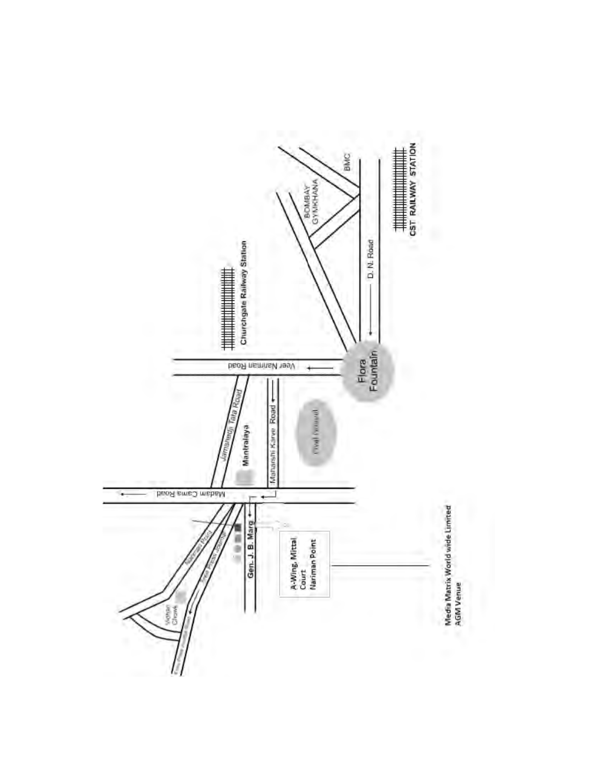Churchgate Railway Station

Veer Nariman Road

Jamshedji Tata Road

Mantralaya

Maharshi Karve Road

Oval Ground

Flora Fountain

D. N. Road

BOMBAY GYMKHANA

BMC

CST RAILWAY STATION

Madam Cama Road

Gen. J. B. Marg

Nariman Road

Free Press Journal

Vidhan Chowk

A-Wing, Mittal Court Nariman Point

Media Matrix World wide Limited AGM Venue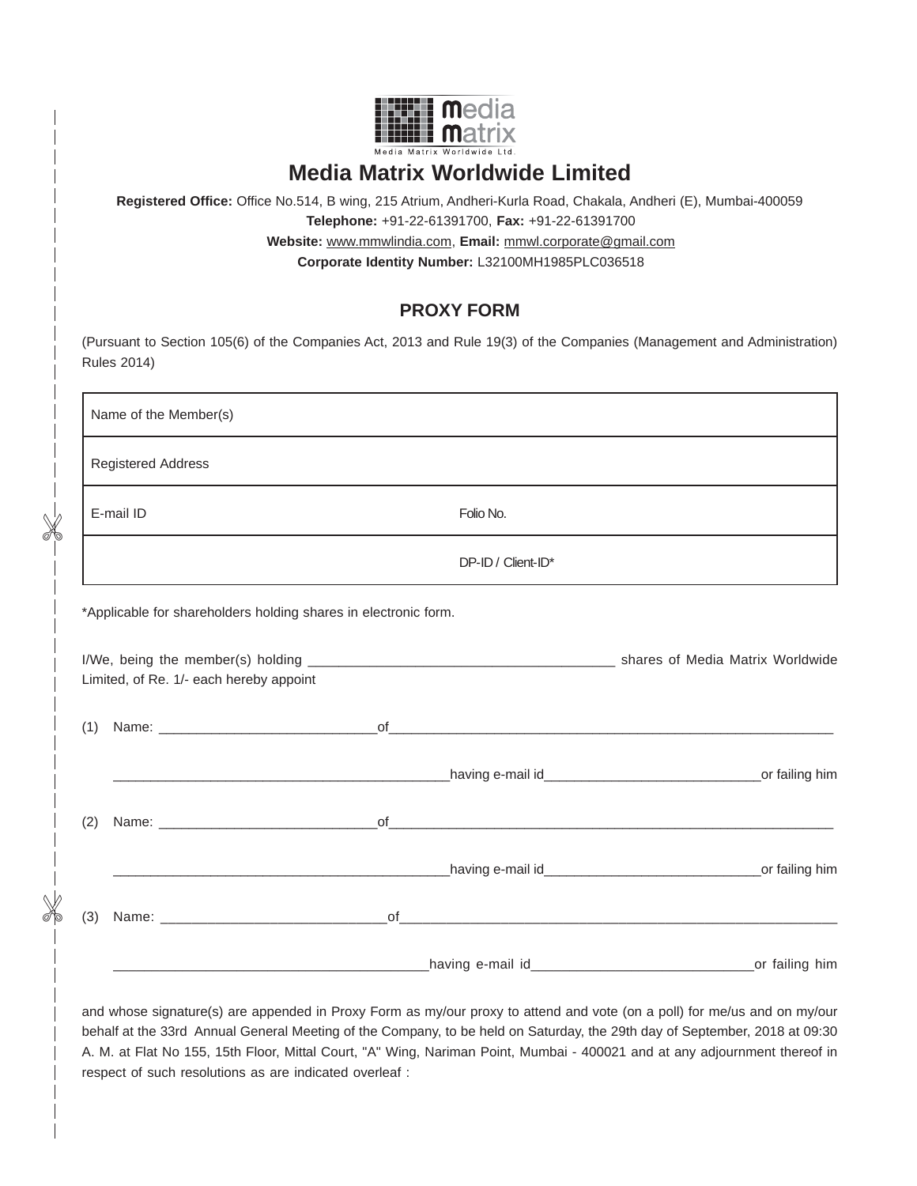# Media Matrix Worldwide Limited

**Registered Office:** Office No.514, B wing, 215 Atrium, Andheri-Kurla Road, Chakala, Andheri (E), Mumbai-400059

**Telephone:** +91-22-61391700, **Fax:** +91-22-61391700

**Website:** www.mmwlindia.com, **Email:** mmwl.corporate@gmail.com

**Corporate Identity Number:** L32100MH1985PLC036518

## PROXY FORM

(Pursuant to Section 105(6) of the Companies Act, 2013 and Rule 19(3) of the Companies (Management and Administration) Rules 2014)

| Name of the Member(s) | |
|---|---|
| Registered Address | |
| E-mail ID | Folio No. |
| | DP-ID / Client-ID* |

*Applicable for shareholders holding shares in electronic form.

I/We, being the member(s) holding _________________________________________ shares of Media Matrix Worldwide Limited, of Re. 1/- each hereby appoint

(1) Name: _____________________________of_____________________________________________________________

_____________________________________________having e-mail id_____________________________or failing him

(2) Name: _____________________________of_____________________________________________________________

_____________________________________________having e-mail id_____________________________or failing him

(3) Name: ______________________________of_____________________________________________________________

__________________________________________having e-mail id______________________________or failing him

and whose signature(s) are appended in Proxy Form as my/our proxy to attend and vote (on a poll) for me/us and on my/our behalf at the 33rd Annual General Meeting of the Company, to be held on Saturday, the 29th day of September, 2018 at 09:30 A. M. at Flat No 155, 15th Floor, Mittal Court, "A" Wing, Nariman Point, Mumbai - 400021 and at any adjournment thereof in respect of such resolutions as are indicated overleaf :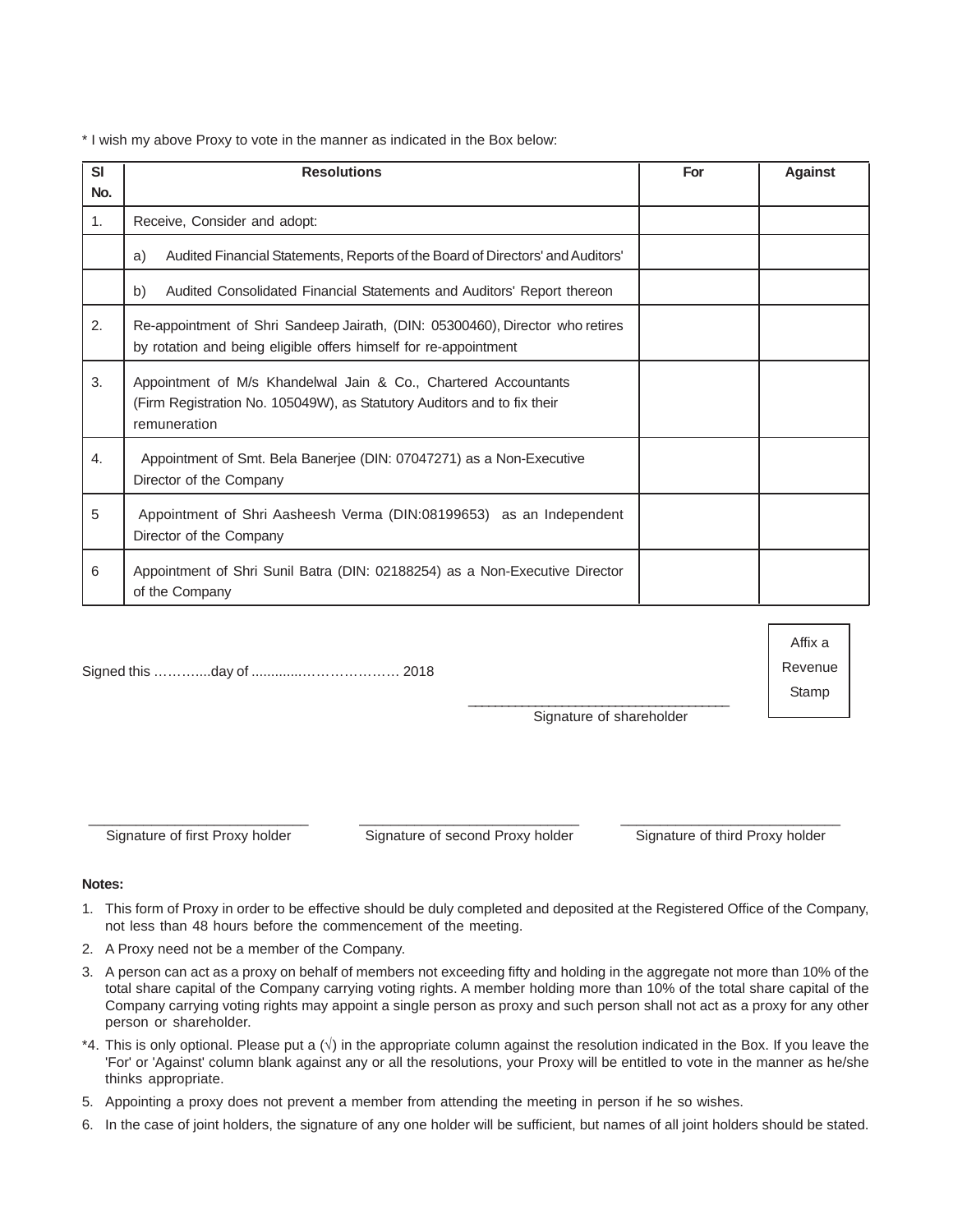* I wish my above Proxy to vote in the manner as indicated in the Box below:

| Sl No. | Resolutions | For | Against |
|---|---|---|---|
| 1. | Receive, Consider and adopt: | | |
| | a) Audited Financial Statements, Reports of the Board of Directors' and Auditors' | | |
| | b) Audited Consolidated Financial Statements and Auditors' Report thereon | | |
| 2. | Re-appointment of Shri Sandeep Jairath, (DIN: 05300460), Director who retires by rotation and being eligible offers himself for re-appointment | | |
| 3. | Appointment of M/s Khandelwal Jain & Co., Chartered Accountants (Firm Registration No. 105049W), as Statutory Auditors and to fix their remuneration | | |
| 4. | Appointment of Smt. Bela Banerjee (DIN: 07047271) as a Non-Executive Director of the Company | | |
| 5 | Appointment of Shri Aasheesh Verma (DIN:08199653) as an Independent Director of the Company | | |
| 6 | Appointment of Shri Sunil Batra (DIN: 02188254) as a Non-Executive Director of the Company | | |

Affix a Revenue Stamp

Signed this ………....day of ............………………… 2018

_______________________________________
Signature of shareholder

_____________________________ Signature of first Proxy holder

_____________________________ Signature of second Proxy holder

_____________________________ Signature of third Proxy holder

**Notes:**

1. This form of Proxy in order to be effective should be duly completed and deposited at the Registered Office of the Company, not less than 48 hours before the commencement of the meeting.
2. A Proxy need not be a member of the Company.
3. A person can act as a proxy on behalf of members not exceeding fifty and holding in the aggregate not more than 10% of the total share capital of the Company carrying voting rights. A member holding more than 10% of the total share capital of the Company carrying voting rights may appoint a single person as proxy and such person shall not act as a proxy for any other person or shareholder.

*4. This is only optional. Please put a (√) in the appropriate column against the resolution indicated in the Box. If you leave the 'For' or 'Against' column blank against any or all the resolutions, your Proxy will be entitled to vote in the manner as he/she thinks appropriate.

5. Appointing a proxy does not prevent a member from attending the meeting in person if he so wishes.
6. In the case of joint holders, the signature of any one holder will be sufficient, but names of all joint holders should be stated.